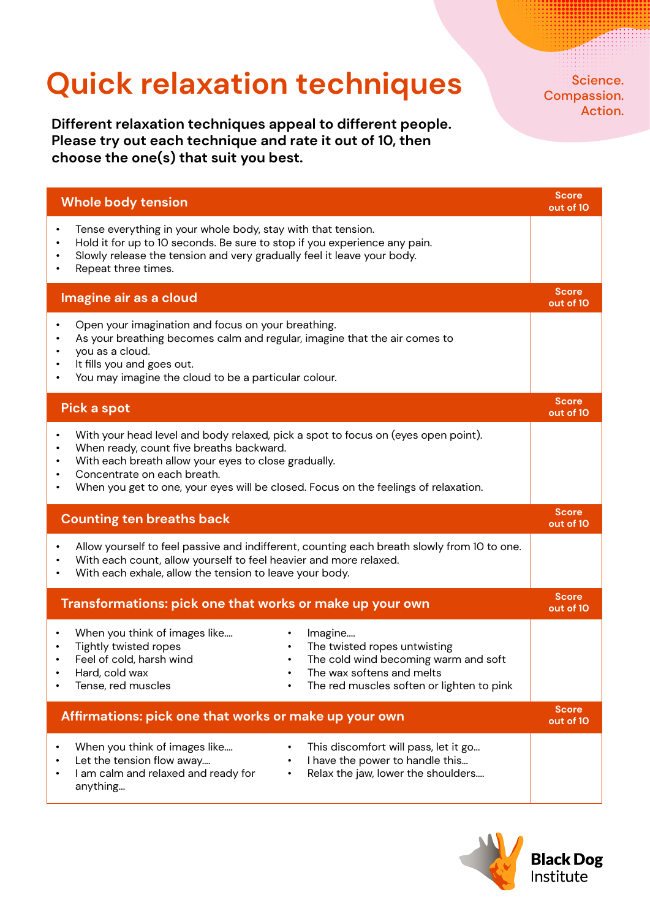# Quick relaxation techniques

Science.
Compassion.
Action.

**Different relaxation techniques appeal to different people. Please try out each technique and rate it out of 10, then choose the one(s) that suit you best.**

| Whole body tension | Score out of 10 |
|---|---|
| • Tense everything in your whole body, stay with that tension.<br>• Hold it for up to 10 seconds. Be sure to stop if you experience any pain.<br>• Slowly release the tension and very gradually feel it leave your body.<br>• Repeat three times. | |

| Imagine air as a cloud | Score out of 10 |
|---|---|
| • Open your imagination and focus on your breathing.<br>• As your breathing becomes calm and regular, imagine that the air comes to<br>• you as a cloud.<br>• It fills you and goes out.<br>• You may imagine the cloud to be a particular colour. | |

| Pick a spot | Score out of 10 |
|---|---|
| • With your head level and body relaxed, pick a spot to focus on (eyes open point).<br>• When ready, count five breaths backward.<br>• With each breath allow your eyes to close gradually.<br>• Concentrate on each breath.<br>• When you get to one, your eyes will be closed. Focus on the feelings of relaxation. | |

| Counting ten breaths back | Score out of 10 |
|---|---|
| • Allow yourself to feel passive and indifferent, counting each breath slowly from 10 to one.<br>• With each count, allow yourself to feel heavier and more relaxed.<br>• With each exhale, allow the tension to leave your body. | |

| Transformations: pick one that works or make up your own | | Score out of 10 |
|---|---|---|
| • When you think of images like....<br>• Tightly twisted ropes<br>• Feel of cold, harsh wind<br>• Hard, cold wax<br>• Tense, red muscles | • Imagine....<br>• The twisted ropes untwisting<br>• The cold wind becoming warm and soft<br>• The wax softens and melts<br>• The red muscles soften or lighten to pink | |

| Affirmations: pick one that works or make up your own | | Score out of 10 |
|---|---|---|
| • When you think of images like....<br>• Let the tension flow away....<br>• I am calm and relaxed and ready for anything... | • This discomfort will pass, let it go...<br>• I have the power to handle this...<br>• Relax the jaw, lower the shoulders.... | |

Black Dog Institute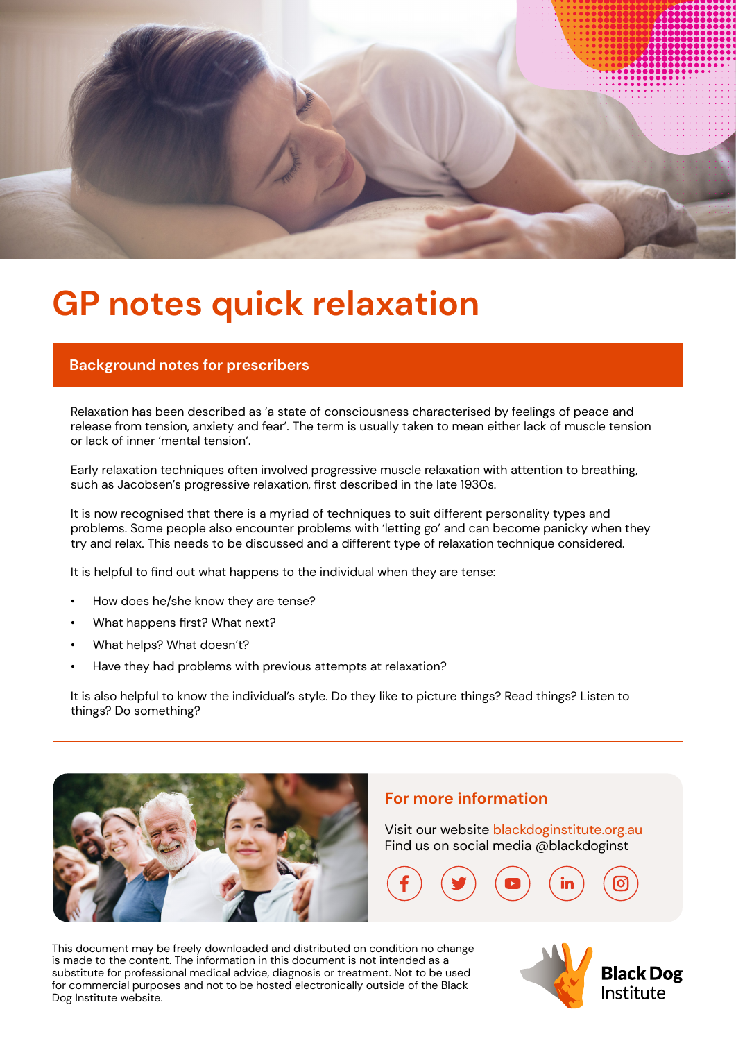# GP notes quick relaxation

## Background notes for prescribers

Relaxation has been described as 'a state of consciousness characterised by feelings of peace and release from tension, anxiety and fear'. The term is usually taken to mean either lack of muscle tension or lack of inner 'mental tension'.

Early relaxation techniques often involved progressive muscle relaxation with attention to breathing, such as Jacobsen's progressive relaxation, first described in the late 1930s.

It is now recognised that there is a myriad of techniques to suit different personality types and problems. Some people also encounter problems with 'letting go' and can become panicky when they try and relax. This needs to be discussed and a different type of relaxation technique considered.

It is helpful to find out what happens to the individual when they are tense:

- How does he/she know they are tense?
- What happens first? What next?
- What helps? What doesn't?
- Have they had problems with previous attempts at relaxation?

It is also helpful to know the individual's style. Do they like to picture things? Read things? Listen to things? Do something?

## For more information

Visit our website blackdoginstitute.org.au
Find us on social media @blackdoginst

This document may be freely downloaded and distributed on condition no change is made to the content. The information in this document is not intended as a substitute for professional medical advice, diagnosis or treatment. Not to be used for commercial purposes and not to be hosted electronically outside of the Black Dog Institute website.

Black Dog Institute